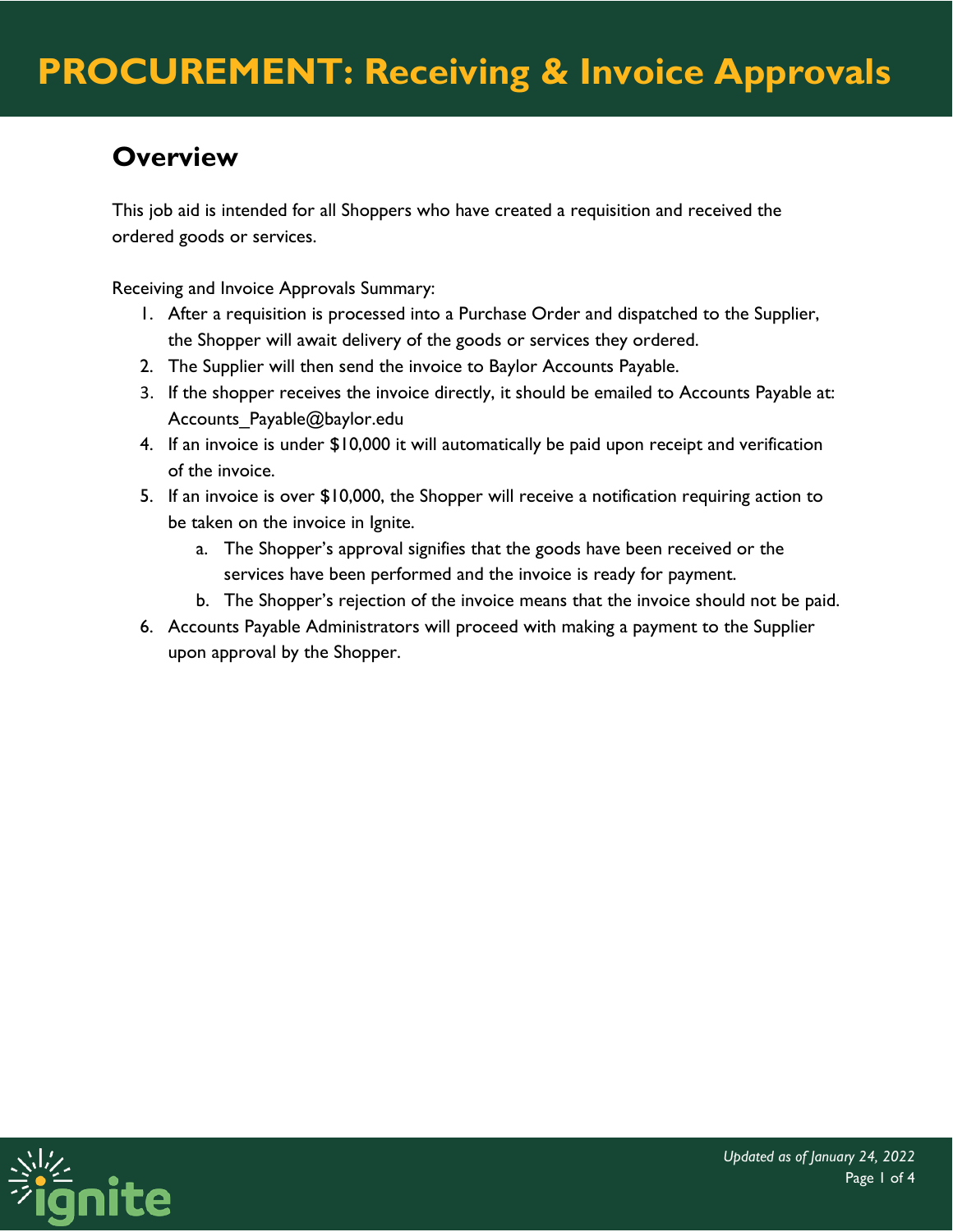# PROCUREMENT: Receiving & Invoice Approvals

## Overview

This job aid is intended for all Shoppers who have created a requisition and received the ordered goods or services.

Receiving and Invoice Approvals Summary:

1. After a requisition is processed into a Purchase Order and dispatched to the Supplier, the Shopper will await delivery of the goods or services they ordered.
2. The Supplier will then send the invoice to Baylor Accounts Payable.
3. If the shopper receives the invoice directly, it should be emailed to Accounts Payable at: Accounts_Payable@baylor.edu
4. If an invoice is under $10,000 it will automatically be paid upon receipt and verification of the invoice.
5. If an invoice is over $10,000, the Shopper will receive a notification requiring action to be taken on the invoice in Ignite.
    a. The Shopper's approval signifies that the goods have been received or the services have been performed and the invoice is ready for payment.
    b. The Shopper's rejection of the invoice means that the invoice should not be paid.
6. Accounts Payable Administrators will proceed with making a payment to the Supplier upon approval by the Shopper.

*Updated as of January 24, 2022*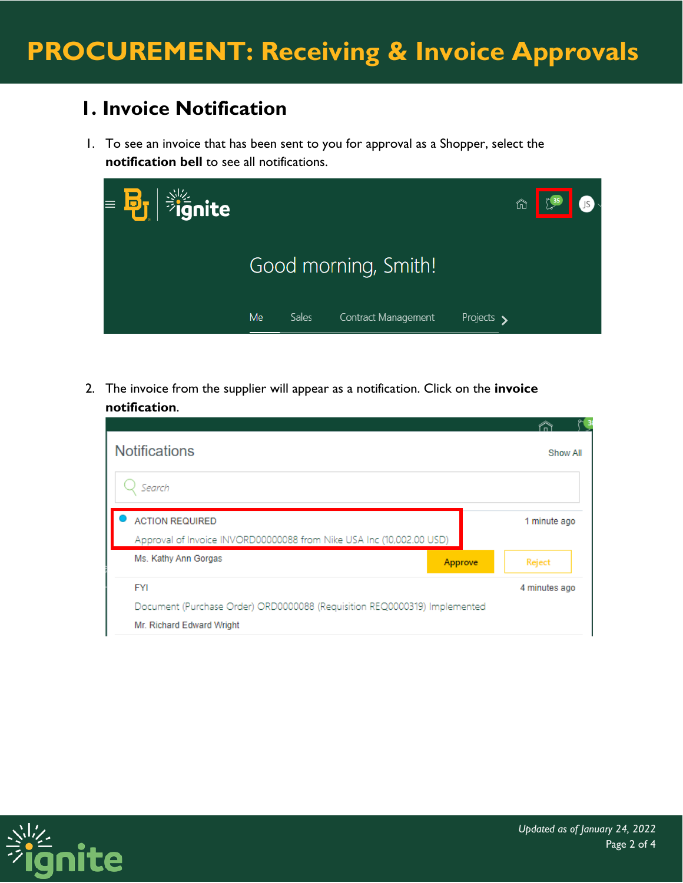# PROCUREMENT: Receiving & Invoice Approvals

## 1. Invoice Notification

1. To see an invoice that has been sent to you for approval as a Shopper, select the **notification bell** to see all notifications.

2. The invoice from the supplier will appear as a notification. Click on the **invoice notification**.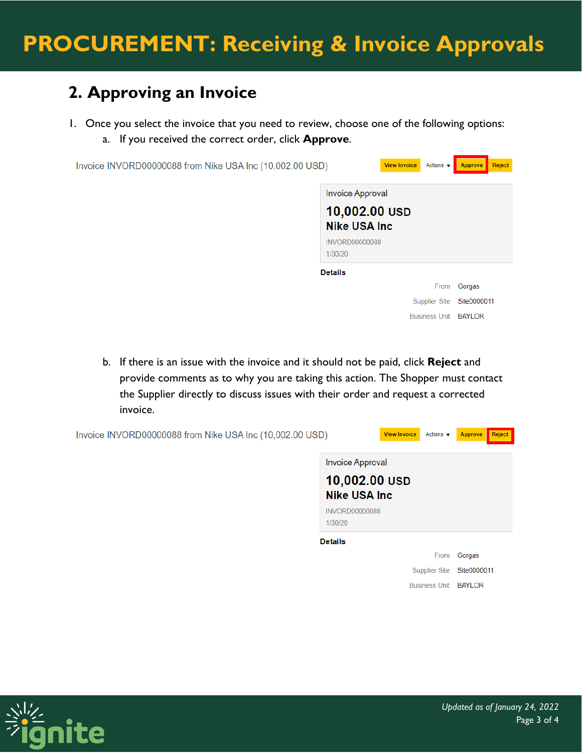## 2. Approving an Invoice

1. Once you select the invoice that you need to review, choose one of the following options:
   a. If you received the correct order, click **Approve**.

Invoice INVORD00000088 from Nike USA Inc (10,002.00 USD)

View Invoice | Actions | Approve | Reject

Invoice Approval

10,002.00 USD

Nike USA Inc

INVORD00000088

1/30/20

**Details**

From Gorgas

Supplier Site Site0000011

Business Unit BAYLOR

   b. If there is an issue with the invoice and it should not be paid, click **Reject** and provide comments as to why you are taking this action. The Shopper must contact the Supplier directly to discuss issues with their order and request a corrected invoice.

Invoice INVORD00000088 from Nike USA Inc (10,002.00 USD)

View Invoice | Actions | Approve | Reject

Invoice Approval

10,002.00 USD

Nike USA Inc

INVORD00000088

1/30/20

**Details**

From Gorgas

Supplier Site Site0000011

Business Unit BAYLOR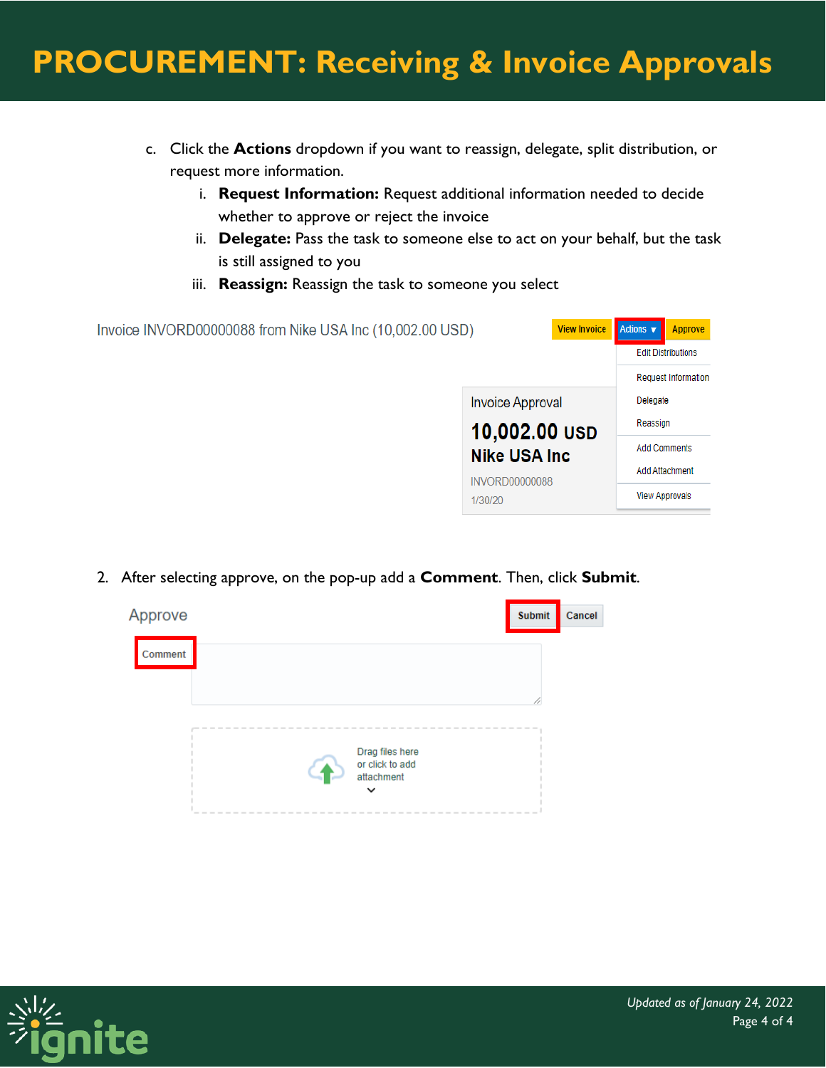# PROCUREMENT: Receiving & Invoice Approvals

c. Click the **Actions** dropdown if you want to reassign, delegate, split distribution, or request more information.

   i. **Request Information:** Request additional information needed to decide whether to approve or reject the invoice

   ii. **Delegate:** Pass the task to someone else to act on your behalf, but the task is still assigned to you

   iii. **Reassign:** Reassign the task to someone you select

Invoice INVORD00000088 from Nike USA Inc (10,002.00 USD)

View Invoice | Actions ▾ | Approve

Edit Distributions
Request Information
Delegate
Reassign
Add Comments
Add Attachment
View Approvals

Invoice Approval
10,002.00 USD
Nike USA Inc
INVORD00000088
1/30/20

2. After selecting approve, on the pop-up add a **Comment**. Then, click **Submit**.

Approve

Submit | Cancel

Comment

Drag files here or click to add attachment

*Updated as of January 24, 2022*